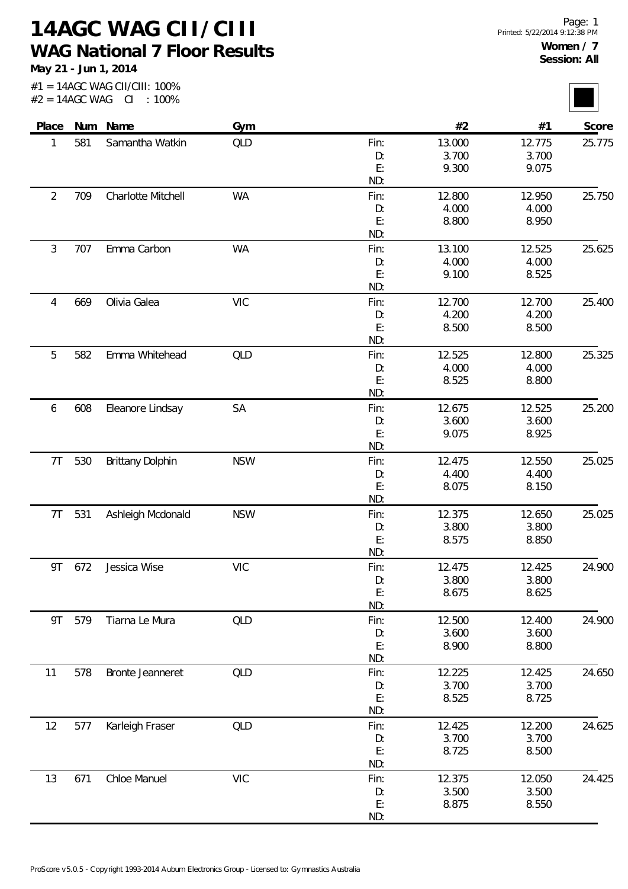# 14AGC WAG CII/CIII

## WAG National 7 Floor Results

**May 21 - Jun 1, 2014**

#1 = 14AGC WAG CII/CIII: 100%
#2 = 14AGC WAG CI : 100%

**Women / 7**
**Session: All**

| Place | Num | Name | Gym | | #2 | #1 | Score |
|---|---|---|---|---|---|---|---|
| 1 | 581 | Samantha Watkin | QLD | Fin: | 13.000 | 12.775 | 25.775 |
| | | | | D: | 3.700 | 3.700 | |
| | | | | E: | 9.300 | 9.075 | |
| | | | | ND: | | | |
| 2 | 709 | Charlotte Mitchell | WA | Fin: | 12.800 | 12.950 | 25.750 |
| | | | | D: | 4.000 | 4.000 | |
| | | | | E: | 8.800 | 8.950 | |
| | | | | ND: | | | |
| 3 | 707 | Emma Carbon | WA | Fin: | 13.100 | 12.525 | 25.625 |
| | | | | D: | 4.000 | 4.000 | |
| | | | | E: | 9.100 | 8.525 | |
| | | | | ND: | | | |
| 4 | 669 | Olivia Galea | VIC | Fin: | 12.700 | 12.700 | 25.400 |
| | | | | D: | 4.200 | 4.200 | |
| | | | | E: | 8.500 | 8.500 | |
| | | | | ND: | | | |
| 5 | 582 | Emma Whitehead | QLD | Fin: | 12.525 | 12.800 | 25.325 |
| | | | | D: | 4.000 | 4.000 | |
| | | | | E: | 8.525 | 8.800 | |
| | | | | ND: | | | |
| 6 | 608 | Eleanore Lindsay | SA | Fin: | 12.675 | 12.525 | 25.200 |
| | | | | D: | 3.600 | 3.600 | |
| | | | | E: | 9.075 | 8.925 | |
| | | | | ND: | | | |
| 7T | 530 | Brittany Dolphin | NSW | Fin: | 12.475 | 12.550 | 25.025 |
| | | | | D: | 4.400 | 4.400 | |
| | | | | E: | 8.075 | 8.150 | |
| | | | | ND: | | | |
| 7T | 531 | Ashleigh Mcdonald | NSW | Fin: | 12.375 | 12.650 | 25.025 |
| | | | | D: | 3.800 | 3.800 | |
| | | | | E: | 8.575 | 8.850 | |
| | | | | ND: | | | |
| 9T | 672 | Jessica Wise | VIC | Fin: | 12.475 | 12.425 | 24.900 |
| | | | | D: | 3.800 | 3.800 | |
| | | | | E: | 8.675 | 8.625 | |
| | | | | ND: | | | |
| 9T | 579 | Tiarna Le Mura | QLD | Fin: | 12.500 | 12.400 | 24.900 |
| | | | | D: | 3.600 | 3.600 | |
| | | | | E: | 8.900 | 8.800 | |
| | | | | ND: | | | |
| 11 | 578 | Bronte Jeanneret | QLD | Fin: | 12.225 | 12.425 | 24.650 |
| | | | | D: | 3.700 | 3.700 | |
| | | | | E: | 8.525 | 8.725 | |
| | | | | ND: | | | |
| 12 | 577 | Karleigh Fraser | QLD | Fin: | 12.425 | 12.200 | 24.625 |
| | | | | D: | 3.700 | 3.700 | |
| | | | | E: | 8.725 | 8.500 | |
| | | | | ND: | | | |
| 13 | 671 | Chloe Manuel | VIC | Fin: | 12.375 | 12.050 | 24.425 |
| | | | | D: | 3.500 | 3.500 | |
| | | | | E: | 8.875 | 8.550 | |
| | | | | ND: | | | |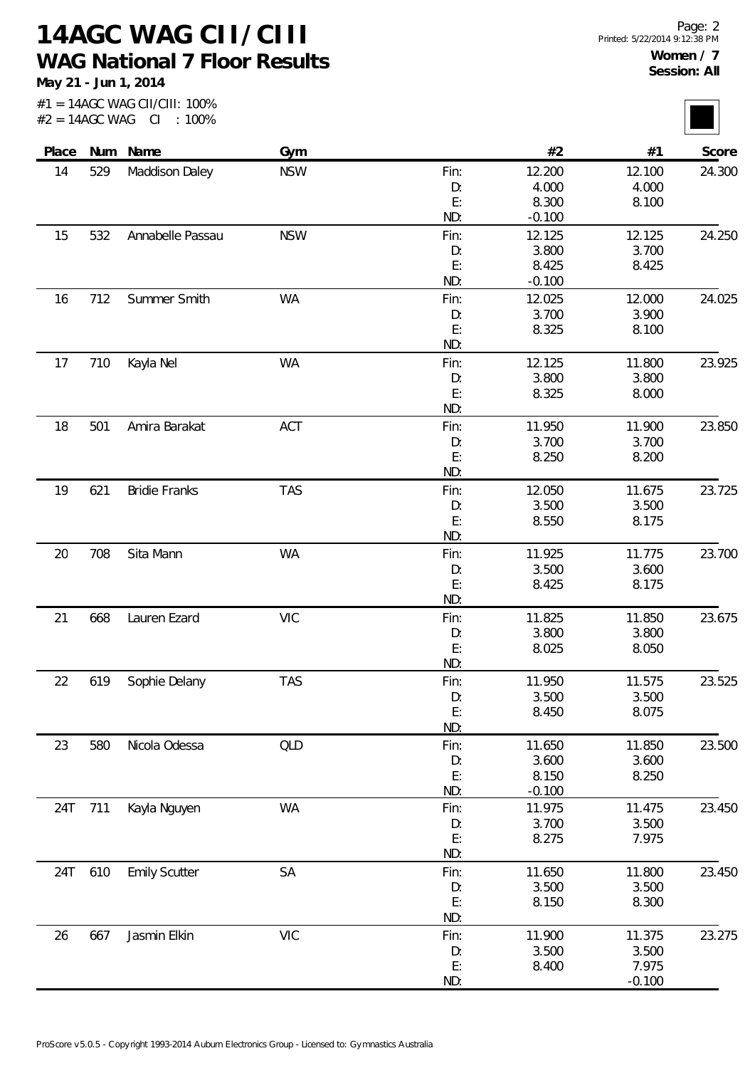# 14AGC WAG CII/CIII

## WAG National 7 Floor Results

**May 21 - Jun 1, 2014**

#1 = 14AGC WAG CII/CIII: 100%
#2 = 14AGC WAG CI : 100%

**Women / 7**
**Session: All**

| Place | Num | Name | Gym | | #2 | #1 | Score |
|---|---|---|---|---|---|---|---|
| 14 | 529 | Maddison Daley | NSW | Fin: | 12.200 | 12.100 | 24.300 |
| | | | | D: | 4.000 | 4.000 | |
| | | | | E: | 8.300 | 8.100 | |
| | | | | ND: | -0.100 | | |
| 15 | 532 | Annabelle Passau | NSW | Fin: | 12.125 | 12.125 | 24.250 |
| | | | | D: | 3.800 | 3.700 | |
| | | | | E: | 8.425 | 8.425 | |
| | | | | ND: | -0.100 | | |
| 16 | 712 | Summer Smith | WA | Fin: | 12.025 | 12.000 | 24.025 |
| | | | | D: | 3.700 | 3.900 | |
| | | | | E: | 8.325 | 8.100 | |
| | | | | ND: | | | |
| 17 | 710 | Kayla Nel | WA | Fin: | 12.125 | 11.800 | 23.925 |
| | | | | D: | 3.800 | 3.800 | |
| | | | | E: | 8.325 | 8.000 | |
| | | | | ND: | | | |
| 18 | 501 | Amira Barakat | ACT | Fin: | 11.950 | 11.900 | 23.850 |
| | | | | D: | 3.700 | 3.700 | |
| | | | | E: | 8.250 | 8.200 | |
| | | | | ND: | | | |
| 19 | 621 | Bridie Franks | TAS | Fin: | 12.050 | 11.675 | 23.725 |
| | | | | D: | 3.500 | 3.500 | |
| | | | | E: | 8.550 | 8.175 | |
| | | | | ND: | | | |
| 20 | 708 | Sita Mann | WA | Fin: | 11.925 | 11.775 | 23.700 |
| | | | | D: | 3.500 | 3.600 | |
| | | | | E: | 8.425 | 8.175 | |
| | | | | ND: | | | |
| 21 | 668 | Lauren Ezard | VIC | Fin: | 11.825 | 11.850 | 23.675 |
| | | | | D: | 3.800 | 3.800 | |
| | | | | E: | 8.025 | 8.050 | |
| | | | | ND: | | | |
| 22 | 619 | Sophie Delany | TAS | Fin: | 11.950 | 11.575 | 23.525 |
| | | | | D: | 3.500 | 3.500 | |
| | | | | E: | 8.450 | 8.075 | |
| | | | | ND: | | | |
| 23 | 580 | Nicola Odessa | QLD | Fin: | 11.650 | 11.850 | 23.500 |
| | | | | D: | 3.600 | 3.600 | |
| | | | | E: | 8.150 | 8.250 | |
| | | | | ND: | -0.100 | | |
| 24T | 711 | Kayla Nguyen | WA | Fin: | 11.975 | 11.475 | 23.450 |
| | | | | D: | 3.700 | 3.500 | |
| | | | | E: | 8.275 | 7.975 | |
| | | | | ND: | | | |
| 24T | 610 | Emily Scutter | SA | Fin: | 11.650 | 11.800 | 23.450 |
| | | | | D: | 3.500 | 3.500 | |
| | | | | E: | 8.150 | 8.300 | |
| | | | | ND: | | | |
| 26 | 667 | Jasmin Elkin | VIC | Fin: | 11.900 | 11.375 | 23.275 |
| | | | | D: | 3.500 | 3.500 | |
| | | | | E: | 8.400 | 7.975 | |
| | | | | ND: | | -0.100 | |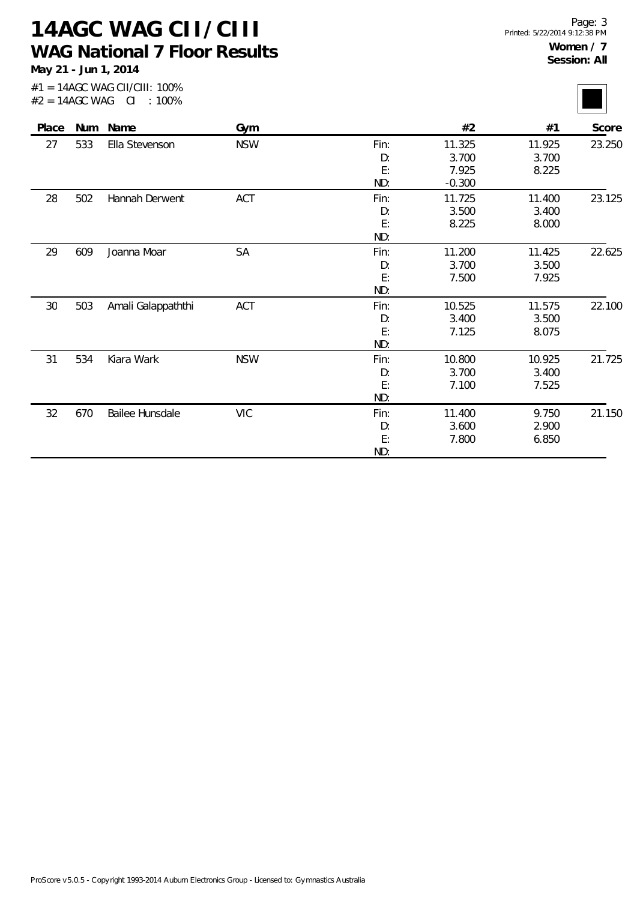# 14AGC WAG CII/CIII

## WAG National 7 Floor Results

**May 21 - Jun 1, 2014**

#1 = 14AGC WAG CII/CIII: 100%
#2 = 14AGC WAG CI : 100%

**Women / 7**
**Session: All**

| Place | Num | Name | Gym | | #2 | #1 | Score |
|---|---|---|---|---|---|---|---|
| 27 | 533 | Ella Stevenson | NSW | Fin: | 11.325 | 11.925 | 23.250 |
| | | | | D: | 3.700 | 3.700 | |
| | | | | E: | 7.925 | 8.225 | |
| | | | | ND: | -0.300 | | |
| 28 | 502 | Hannah Derwent | ACT | Fin: | 11.725 | 11.400 | 23.125 |
| | | | | D: | 3.500 | 3.400 | |
| | | | | E: | 8.225 | 8.000 | |
| | | | | ND: | | | |
| 29 | 609 | Joanna Moar | SA | Fin: | 11.200 | 11.425 | 22.625 |
| | | | | D: | 3.700 | 3.500 | |
| | | | | E: | 7.500 | 7.925 | |
| | | | | ND: | | | |
| 30 | 503 | Amali Galappaththi | ACT | Fin: | 10.525 | 11.575 | 22.100 |
| | | | | D: | 3.400 | 3.500 | |
| | | | | E: | 7.125 | 8.075 | |
| | | | | ND: | | | |
| 31 | 534 | Kiara Wark | NSW | Fin: | 10.800 | 10.925 | 21.725 |
| | | | | D: | 3.700 | 3.400 | |
| | | | | E: | 7.100 | 7.525 | |
| | | | | ND: | | | |
| 32 | 670 | Bailee Hunsdale | VIC | Fin: | 11.400 | 9.750 | 21.150 |
| | | | | D: | 3.600 | 2.900 | |
| | | | | E: | 7.800 | 6.850 | |
| | | | | ND: | | | |

ProScore v5.0.5 - Copyright 1993-2014 Auburn Electronics Group - Licensed to: Gymnastics Australia